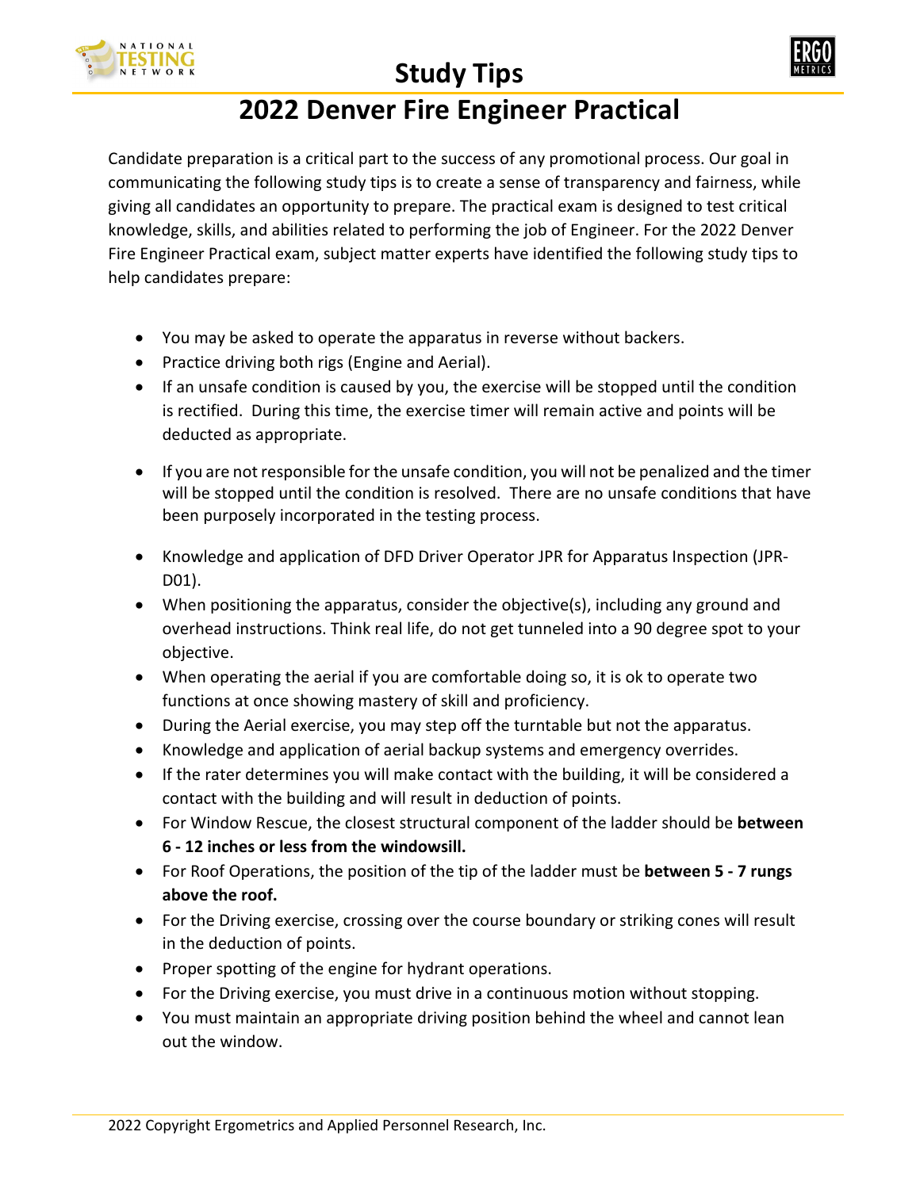# Study Tips

## 2022 Denver Fire Engineer Practical

Candidate preparation is a critical part to the success of any promotional process. Our goal in communicating the following study tips is to create a sense of transparency and fairness, while giving all candidates an opportunity to prepare. The practical exam is designed to test critical knowledge, skills, and abilities related to performing the job of Engineer. For the 2022 Denver Fire Engineer Practical exam, subject matter experts have identified the following study tips to help candidates prepare:

- You may be asked to operate the apparatus in reverse without backers.
- Practice driving both rigs (Engine and Aerial).
- If an unsafe condition is caused by you, the exercise will be stopped until the condition is rectified. During this time, the exercise timer will remain active and points will be deducted as appropriate.
- If you are not responsible for the unsafe condition, you will not be penalized and the timer will be stopped until the condition is resolved. There are no unsafe conditions that have been purposely incorporated in the testing process.
- Knowledge and application of DFD Driver Operator JPR for Apparatus Inspection (JPR-D01).
- When positioning the apparatus, consider the objective(s), including any ground and overhead instructions. Think real life, do not get tunneled into a 90 degree spot to your objective.
- When operating the aerial if you are comfortable doing so, it is ok to operate two functions at once showing mastery of skill and proficiency.
- During the Aerial exercise, you may step off the turntable but not the apparatus.
- Knowledge and application of aerial backup systems and emergency overrides.
- If the rater determines you will make contact with the building, it will be considered a contact with the building and will result in deduction of points.
- For Window Rescue, the closest structural component of the ladder should be **between 6 - 12 inches or less from the windowsill.**
- For Roof Operations, the position of the tip of the ladder must be **between 5 - 7 rungs above the roof.**
- For the Driving exercise, crossing over the course boundary or striking cones will result in the deduction of points.
- Proper spotting of the engine for hydrant operations.
- For the Driving exercise, you must drive in a continuous motion without stopping.
- You must maintain an appropriate driving position behind the wheel and cannot lean out the window.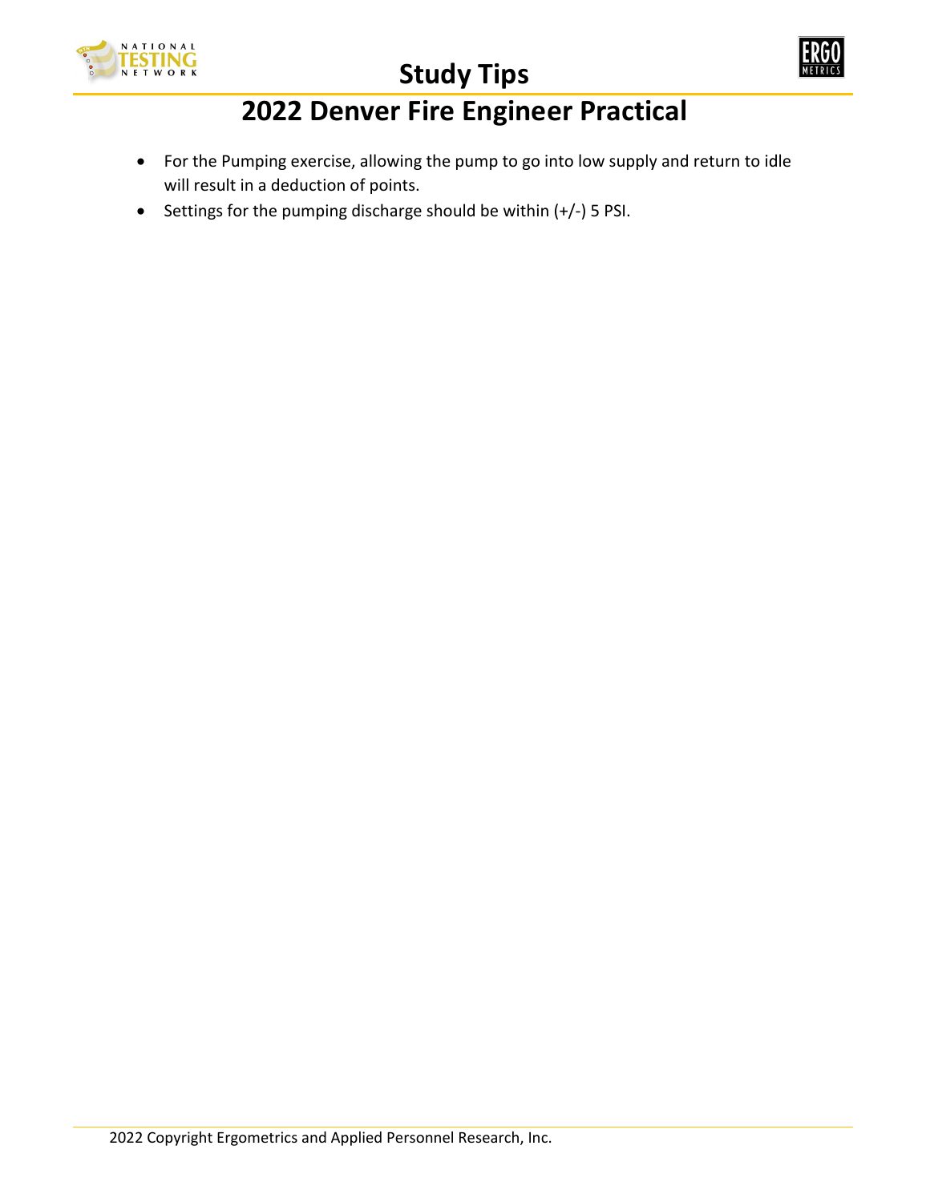- For the Pumping exercise, allowing the pump to go into low supply and return to idle will result in a deduction of points.
- Settings for the pumping discharge should be within (+/-) 5 PSI.